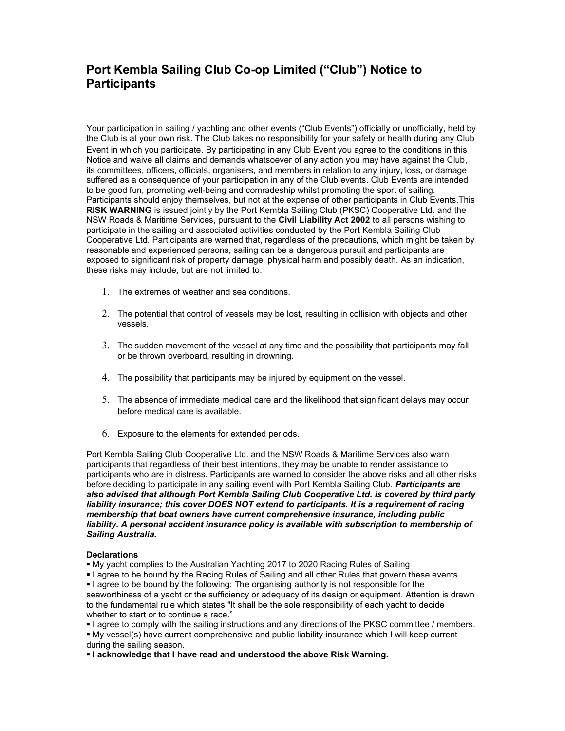# Port Kembla Sailing Club Co-op Limited ("Club") Notice to Participants

Your participation in sailing / yachting and other events ("Club Events") officially or unofficially, held by the Club is at your own risk. The Club takes no responsibility for your safety or health during any Club Event in which you participate. By participating in any Club Event you agree to the conditions in this Notice and waive all claims and demands whatsoever of any action you may have against the Club, its committees, officers, officials, organisers, and members in relation to any injury, loss, or damage suffered as a consequence of your participation in any of the Club events. Club Events are intended to be good fun, promoting well-being and comradeship whilst promoting the sport of sailing. Participants should enjoy themselves, but not at the expense of other participants in Club Events.This **RISK WARNING** is issued jointly by the Port Kembla Sailing Club (PKSC) Cooperative Ltd. and the NSW Roads & Maritime Services, pursuant to the **Civil Liability Act 2002** to all persons wishing to participate in the sailing and associated activities conducted by the Port Kembla Sailing Club Cooperative Ltd. Participants are warned that, regardless of the precautions, which might be taken by reasonable and experienced persons, sailing can be a dangerous pursuit and participants are exposed to significant risk of property damage, physical harm and possibly death. As an indication, these risks may include, but are not limited to:

1. The extremes of weather and sea conditions.
2. The potential that control of vessels may be lost, resulting in collision with objects and other vessels.
3. The sudden movement of the vessel at any time and the possibility that participants may fall or be thrown overboard, resulting in drowning.
4. The possibility that participants may be injured by equipment on the vessel.
5. The absence of immediate medical care and the likelihood that significant delays may occur before medical care is available.
6. Exposure to the elements for extended periods.

Port Kembla Sailing Club Cooperative Ltd. and the NSW Roads & Maritime Services also warn participants that regardless of their best intentions, they may be unable to render assistance to participants who are in distress. Participants are warned to consider the above risks and all other risks before deciding to participate in any sailing event with Port Kembla Sailing Club. ***Participants are also advised that although Port Kembla Sailing Club Cooperative Ltd. is covered by third party liability insurance; this cover DOES NOT extend to participants. It is a requirement of racing membership that boat owners have current comprehensive insurance, including public liability. A personal accident insurance policy is available with subscription to membership of Sailing Australia.***

**Declarations**

- My yacht complies to the Australian Yachting 2017 to 2020 Racing Rules of Sailing
- I agree to be bound by the Racing Rules of Sailing and all other Rules that govern these events.
- I agree to be bound by the following: The organising authority is not responsible for the seaworthiness of a yacht or the sufficiency or adequacy of its design or equipment. Attention is drawn to the fundamental rule which states "It shall be the sole responsibility of each yacht to decide whether to start or to continue a race."
- I agree to comply with the sailing instructions and any directions of the PKSC committee / members.
- My vessel(s) have current comprehensive and public liability insurance which I will keep current during the sailing season.
- **I acknowledge that I have read and understood the above Risk Warning.**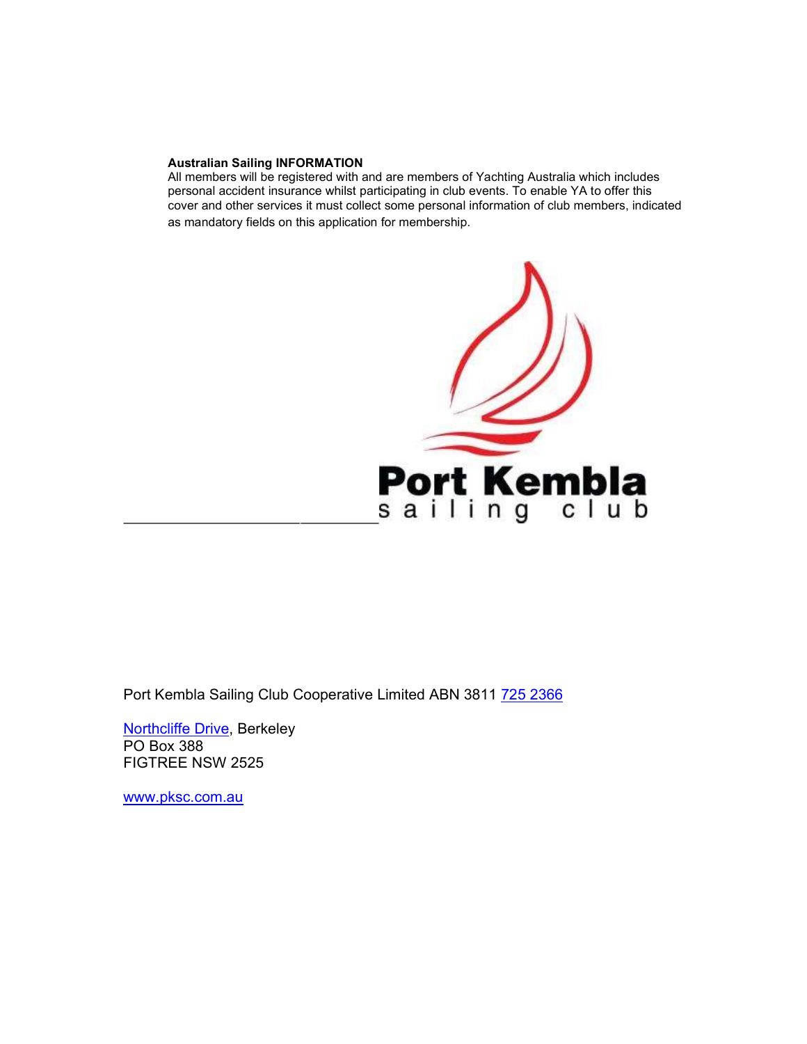**Australian Sailing INFORMATION**
All members will be registered with and are members of Yachting Australia which includes personal accident insurance whilst participating in club events. To enable YA to offer this cover and other services it must collect some personal information of club members, indicated as mandatory fields on this application for membership.

Port Kembla
sailing club

Port Kembla Sailing Club Cooperative Limited ABN 3811 725 2366

Northcliffe Drive, Berkeley
PO Box 388
FIGTREE NSW 2525

www.pksc.com.au